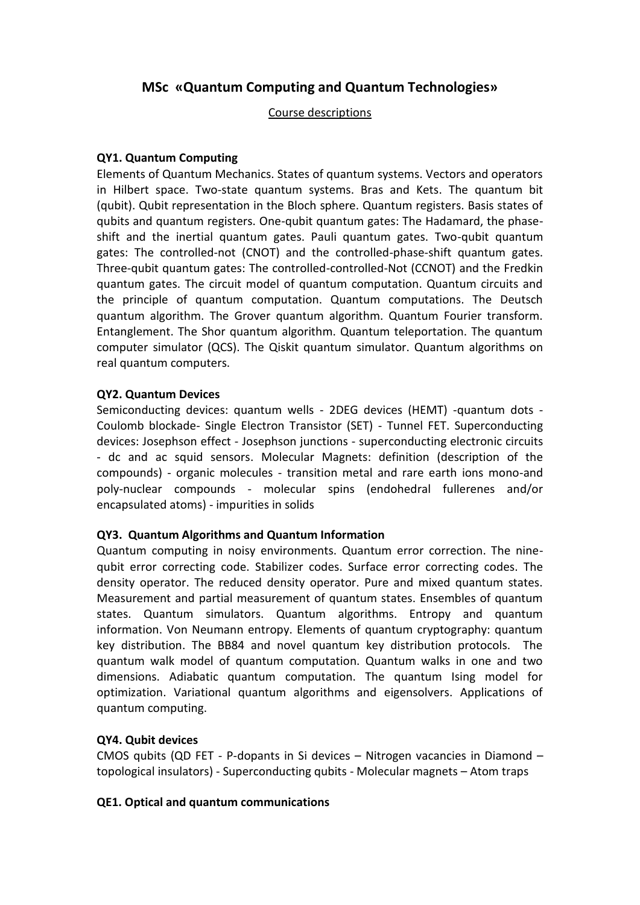# MSc «Quantum Computing and Quantum Technologies»

Course descriptions

### QY1. Quantum Computing

Elements of Quantum Mechanics. States of quantum systems. Vectors and operators in Hilbert space. Two-state quantum systems. Bras and Kets. The quantum bit (qubit). Qubit representation in the Bloch sphere. Quantum registers. Basis states of qubits and quantum registers. One-qubit quantum gates: The Hadamard, the phase-shift and the inertial quantum gates. Pauli quantum gates. Two-qubit quantum gates: The controlled-not (CNOT) and the controlled-phase-shift quantum gates. Three-qubit quantum gates: The controlled-controlled-Not (CCNOT) and the Fredkin quantum gates. The circuit model of quantum computation. Quantum circuits and the principle of quantum computation. Quantum computations. The Deutsch quantum algorithm. The Grover quantum algorithm. Quantum Fourier transform. Entanglement. The Shor quantum algorithm. Quantum teleportation. The quantum computer simulator (QCS). The Qiskit quantum simulator. Quantum algorithms on real quantum computers.

### QY2. Quantum Devices

Semiconducting devices: quantum wells - 2DEG devices (HEMT) -quantum dots - Coulomb blockade- Single Electron Transistor (SET) - Tunnel FET. Superconducting devices: Josephson effect - Josephson junctions - superconducting electronic circuits - dc and ac squid sensors. Molecular Magnets: definition (description of the compounds) - organic molecules - transition metal and rare earth ions mono-and poly-nuclear compounds - molecular spins (endohedral fullerenes and/or encapsulated atoms) - impurities in solids

### QY3. Quantum Algorithms and Quantum Information

Quantum computing in noisy environments. Quantum error correction. The nine-qubit error correcting code. Stabilizer codes. Surface error correcting codes. The density operator. The reduced density operator. Pure and mixed quantum states. Measurement and partial measurement of quantum states. Ensembles of quantum states. Quantum simulators. Quantum algorithms. Entropy and quantum information. Von Neumann entropy. Elements of quantum cryptography: quantum key distribution. The BB84 and novel quantum key distribution protocols. The quantum walk model of quantum computation. Quantum walks in one and two dimensions. Adiabatic quantum computation. The quantum Ising model for optimization. Variational quantum algorithms and eigensolvers. Applications of quantum computing.

### QY4. Qubit devices

CMOS qubits (QD FET - P-dopants in Si devices – Nitrogen vacancies in Diamond – topological insulators) - Superconducting qubits - Molecular magnets – Atom traps

### QE1. Optical and quantum communications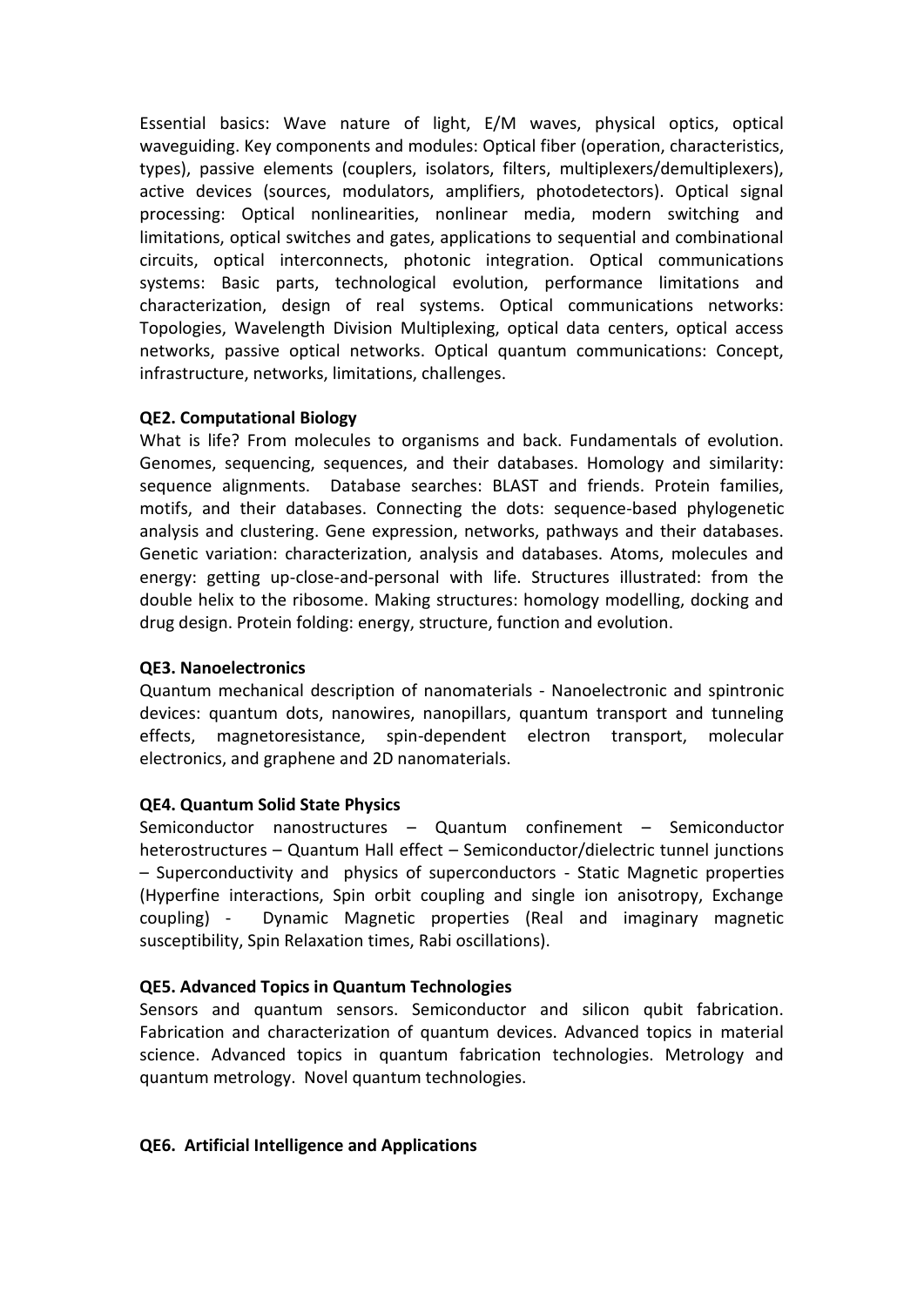Essential basics: Wave nature of light, E/M waves, physical optics, optical waveguiding. Key components and modules: Optical fiber (operation, characteristics, types), passive elements (couplers, isolators, filters, multiplexers/demultiplexers), active devices (sources, modulators, amplifiers, photodetectors). Optical signal processing: Optical nonlinearities, nonlinear media, modern switching and limitations, optical switches and gates, applications to sequential and combinational circuits, optical interconnects, photonic integration. Optical communications systems: Basic parts, technological evolution, performance limitations and characterization, design of real systems. Optical communications networks: Topologies, Wavelength Division Multiplexing, optical data centers, optical access networks, passive optical networks. Optical quantum communications: Concept, infrastructure, networks, limitations, challenges.

**QE2. Computational Biology**

What is life? From molecules to organisms and back. Fundamentals of evolution. Genomes, sequencing, sequences, and their databases. Homology and similarity: sequence alignments. Database searches: BLAST and friends. Protein families, motifs, and their databases. Connecting the dots: sequence-based phylogenetic analysis and clustering. Gene expression, networks, pathways and their databases. Genetic variation: characterization, analysis and databases. Atoms, molecules and energy: getting up-close-and-personal with life. Structures illustrated: from the double helix to the ribosome. Making structures: homology modelling, docking and drug design. Protein folding: energy, structure, function and evolution.

**QE3. Nanoelectronics**

Quantum mechanical description of nanomaterials - Nanoelectronic and spintronic devices: quantum dots, nanowires, nanopillars, quantum transport and tunneling effects, magnetoresistance, spin-dependent electron transport, molecular electronics, and graphene and 2D nanomaterials.

**QE4. Quantum Solid State Physics**

Semiconductor nanostructures – Quantum confinement – Semiconductor heterostructures – Quantum Hall effect – Semiconductor/dielectric tunnel junctions – Superconductivity and physics of superconductors - Static Magnetic properties (Hyperfine interactions, Spin orbit coupling and single ion anisotropy, Exchange coupling) - Dynamic Magnetic properties (Real and imaginary magnetic susceptibility, Spin Relaxation times, Rabi oscillations).

**QE5. Advanced Topics in Quantum Technologies**

Sensors and quantum sensors. Semiconductor and silicon qubit fabrication. Fabrication and characterization of quantum devices. Advanced topics in material science. Advanced topics in quantum fabrication technologies. Metrology and quantum metrology. Novel quantum technologies.

**QE6. Artificial Intelligence and Applications**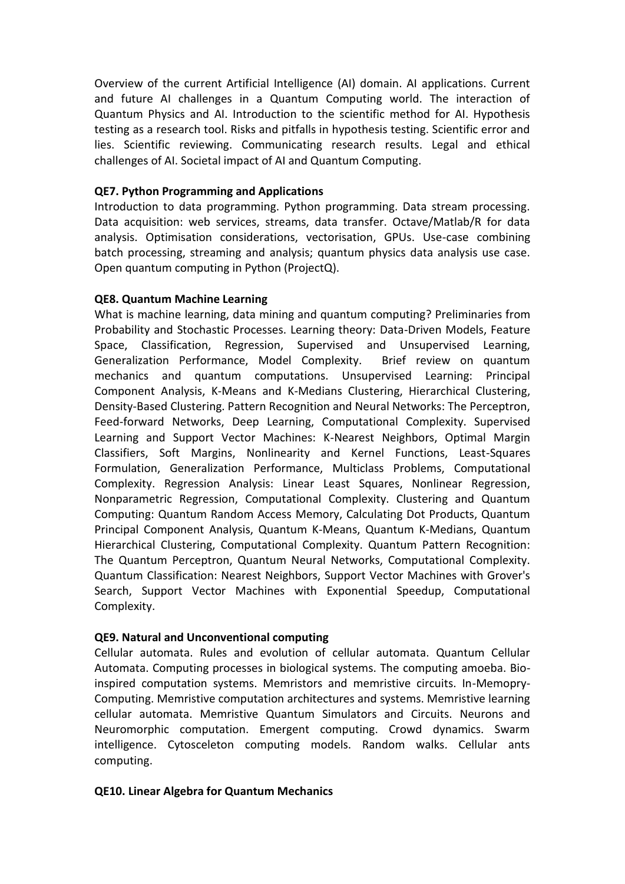Overview of the current Artificial Intelligence (AI) domain. AI applications. Current and future AI challenges in a Quantum Computing world. The interaction of Quantum Physics and AI. Introduction to the scientific method for AI. Hypothesis testing as a research tool. Risks and pitfalls in hypothesis testing. Scientific error and lies. Scientific reviewing. Communicating research results. Legal and ethical challenges of AI. Societal impact of AI and Quantum Computing.

**QE7. Python Programming and Applications**

Introduction to data programming. Python programming. Data stream processing. Data acquisition: web services, streams, data transfer. Octave/Matlab/R for data analysis. Optimisation considerations, vectorisation, GPUs. Use-case combining batch processing, streaming and analysis; quantum physics data analysis use case. Open quantum computing in Python (ProjectQ).

**QE8. Quantum Machine Learning**

What is machine learning, data mining and quantum computing? Preliminaries from Probability and Stochastic Processes. Learning theory: Data-Driven Models, Feature Space, Classification, Regression, Supervised and Unsupervised Learning, Generalization Performance, Model Complexity. Brief review on quantum mechanics and quantum computations. Unsupervised Learning: Principal Component Analysis, K-Means and K-Medians Clustering, Hierarchical Clustering, Density-Based Clustering. Pattern Recognition and Neural Networks: The Perceptron, Feed-forward Networks, Deep Learning, Computational Complexity. Supervised Learning and Support Vector Machines: K-Nearest Neighbors, Optimal Margin Classifiers, Soft Margins, Nonlinearity and Kernel Functions, Least-Squares Formulation, Generalization Performance, Multiclass Problems, Computational Complexity. Regression Analysis: Linear Least Squares, Nonlinear Regression, Nonparametric Regression, Computational Complexity. Clustering and Quantum Computing: Quantum Random Access Memory, Calculating Dot Products, Quantum Principal Component Analysis, Quantum K-Means, Quantum K-Medians, Quantum Hierarchical Clustering, Computational Complexity. Quantum Pattern Recognition: The Quantum Perceptron, Quantum Neural Networks, Computational Complexity. Quantum Classification: Nearest Neighbors, Support Vector Machines with Grover's Search, Support Vector Machines with Exponential Speedup, Computational Complexity.

**QE9. Natural and Unconventional computing**

Cellular automata. Rules and evolution of cellular automata. Quantum Cellular Automata. Computing processes in biological systems. The computing amoeba. Bio-inspired computation systems. Memristors and memristive circuits. In-Memopry-Computing. Memristive computation architectures and systems. Memristive learning cellular automata. Memristive Quantum Simulators and Circuits. Neurons and Neuromorphic computation. Emergent computing. Crowd dynamics. Swarm intelligence. Cytosceleton computing models. Random walks. Cellular ants computing.

**QE10. Linear Algebra for Quantum Mechanics**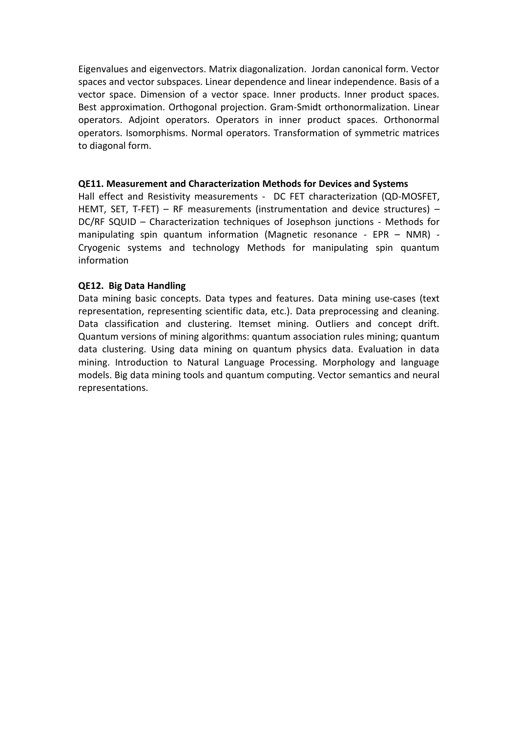Eigenvalues and eigenvectors. Matrix diagonalization. Jordan canonical form. Vector spaces and vector subspaces. Linear dependence and linear independence. Basis of a vector space. Dimension of a vector space. Inner products. Inner product spaces. Best approximation. Orthogonal projection. Gram-Smidt orthonormalization. Linear operators. Adjoint operators. Operators in inner product spaces. Orthonormal operators. Isomorphisms. Normal operators. Transformation of symmetric matrices to diagonal form.

**QE11. Measurement and Characterization Methods for Devices and Systems**

Hall effect and Resistivity measurements - DC FET characterization (QD-MOSFET, HEMT, SET, T-FET) – RF measurements (instrumentation and device structures) – DC/RF SQUID – Characterization techniques of Josephson junctions - Methods for manipulating spin quantum information (Magnetic resonance - EPR – NMR) - Cryogenic systems and technology Methods for manipulating spin quantum information

**QE12. Big Data Handling**

Data mining basic concepts. Data types and features. Data mining use-cases (text representation, representing scientific data, etc.). Data preprocessing and cleaning. Data classification and clustering. Itemset mining. Outliers and concept drift. Quantum versions of mining algorithms: quantum association rules mining; quantum data clustering. Using data mining on quantum physics data. Evaluation in data mining. Introduction to Natural Language Processing. Morphology and language models. Big data mining tools and quantum computing. Vector semantics and neural representations.